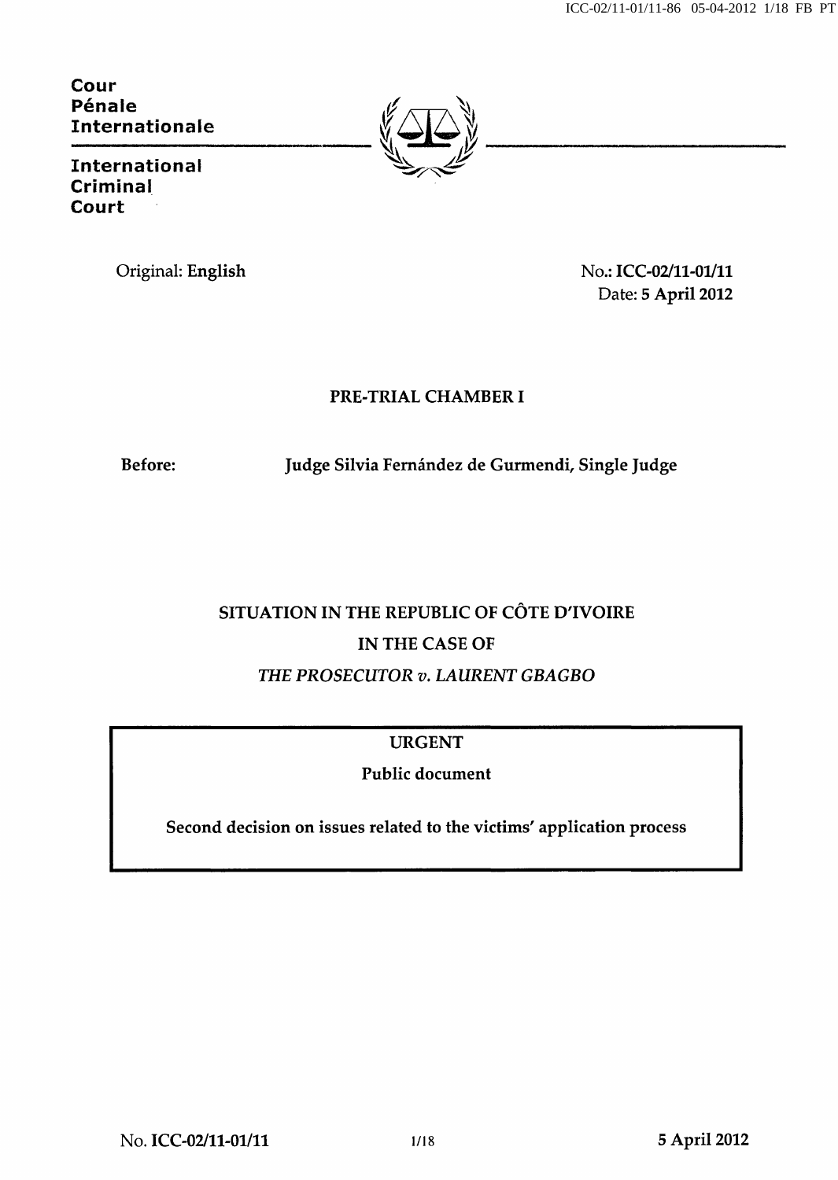**Cour Pénale Internationale**

**International Criminal Court**

Original: **English**

No.: **ICC-02/11-01/11**
Date: **5 April 2012**

**PRE-TRIAL CHAMBER I**

**Before:** **Judge Silvia Fernández de Gurmendi, Single Judge**

**SITUATION IN THE REPUBLIC OF CÔTE D'IVOIRE**

**IN THE CASE OF**

***THE PROSECUTOR v. LAURENT GBAGBO***

URGENT

**Public document**

**Second decision on issues related to the victims' application process**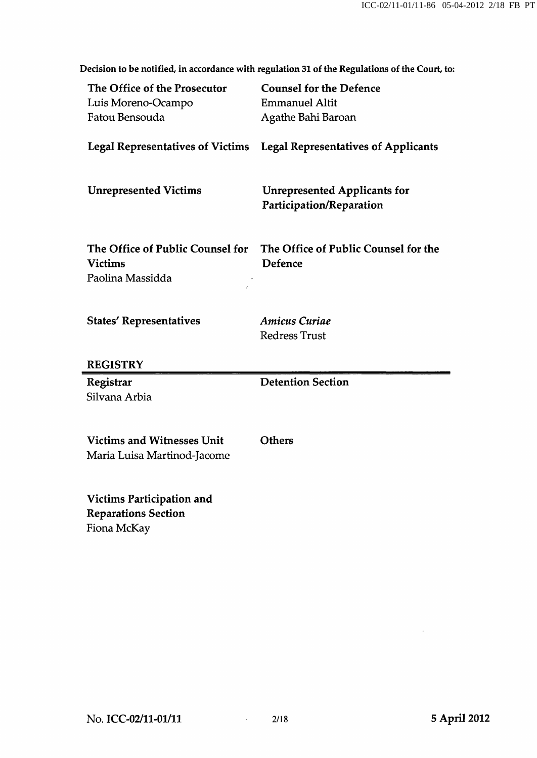**Decision to be notified, in accordance with regulation 31 of the Regulations of the Court, to:**

| | |
|---|---|
| **The Office of the Prosecutor**<br>Luis Moreno-Ocampo<br>Fatou Bensouda | **Counsel for the Defence**<br>Emmanuel Altit<br>Agathe Bahi Baroan |
| **Legal Representatives of Victims** | **Legal Representatives of Applicants** |
| **Unrepresented Victims** | **Unrepresented Applicants for Participation/Reparation** |
| **The Office of Public Counsel for Victims**<br>Paolina Massidda | **The Office of Public Counsel for the Defence** |
| **States' Representatives** | ***Amicus Curiae***<br>Redress Trust |

**REGISTRY**

| | |
|---|---|
| **Registrar**<br>Silvana Arbia | **Detention Section** |
| **Victims and Witnesses Unit**<br>Maria Luisa Martinod-Jacome | **Others** |
| **Victims Participation and Reparations Section**<br>Fiona McKay | |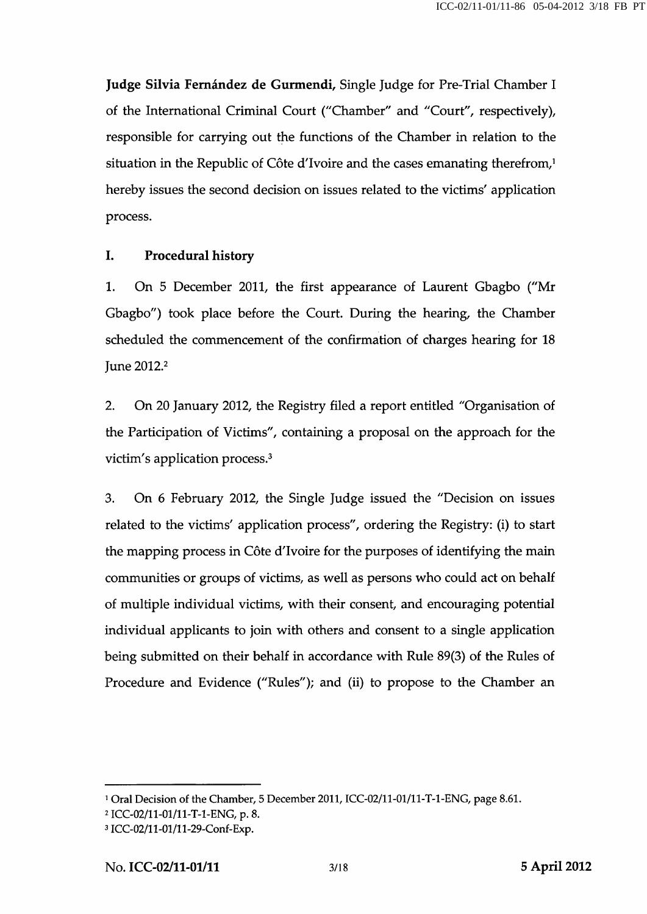**Judge Silvia Fernández de Gurmendi,** Single Judge for Pre-Trial Chamber I of the International Criminal Court ("Chamber" and "Court", respectively), responsible for carrying out the functions of the Chamber in relation to the situation in the Republic of Côte d'Ivoire and the cases emanating therefrom,[1] hereby issues the second decision on issues related to the victims' application process.

## I. Procedural history

1. On 5 December 2011, the first appearance of Laurent Gbagbo ("Mr Gbagbo") took place before the Court. During the hearing, the Chamber scheduled the commencement of the confirmation of charges hearing for 18 June 2012.[2]

2. On 20 January 2012, the Registry filed a report entitled "Organisation of the Participation of Victims", containing a proposal on the approach for the victim's application process.[3]

3. On 6 February 2012, the Single Judge issued the "Decision on issues related to the victims' application process", ordering the Registry: (i) to start the mapping process in Côte d'Ivoire for the purposes of identifying the main communities or groups of victims, as well as persons who could act on behalf of multiple individual victims, with their consent, and encouraging potential individual applicants to join with others and consent to a single application being submitted on their behalf in accordance with Rule 89(3) of the Rules of Procedure and Evidence ("Rules"); and (ii) to propose to the Chamber an

---

[1] Oral Decision of the Chamber, 5 December 2011, ICC-02/11-01/11-T-1-ENG, page 8.61.

[2] ICC-02/11-01/11-T-1-ENG, p. 8.

[3] ICC-02/11-01/11-29-Conf-Exp.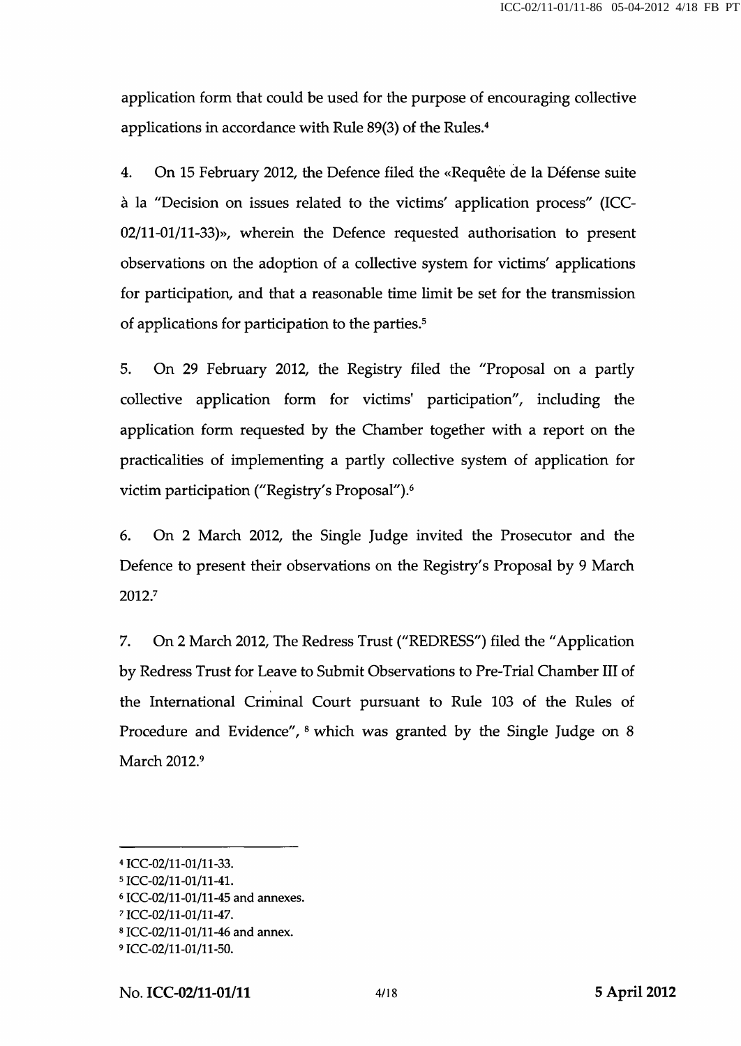application form that could be used for the purpose of encouraging collective applications in accordance with Rule 89(3) of the Rules.[4]

4. On 15 February 2012, the Defence filed the «Requête de la Défense suite à la "Decision on issues related to the victims' application process" (ICC-02/11-01/11-33)», wherein the Defence requested authorisation to present observations on the adoption of a collective system for victims' applications for participation, and that a reasonable time limit be set for the transmission of applications for participation to the parties.[5]

5. On 29 February 2012, the Registry filed the "Proposal on a partly collective application form for victims' participation", including the application form requested by the Chamber together with a report on the practicalities of implementing a partly collective system of application for victim participation ("Registry's Proposal").[6]

6. On 2 March 2012, the Single Judge invited the Prosecutor and the Defence to present their observations on the Registry's Proposal by 9 March 2012.[7]

7. On 2 March 2012, The Redress Trust ("REDRESS") filed the "Application by Redress Trust for Leave to Submit Observations to Pre-Trial Chamber III of the International Criminal Court pursuant to Rule 103 of the Rules of Procedure and Evidence", [8] which was granted by the Single Judge on 8 March 2012.[9]

---

[4] ICC-02/11-01/11-33.

[5] ICC-02/11-01/11-41.

[6] ICC-02/11-01/11-45 and annexes.

[7] ICC-02/11-01/11-47.

[8] ICC-02/11-01/11-46 and annex.

[9] ICC-02/11-01/11-50.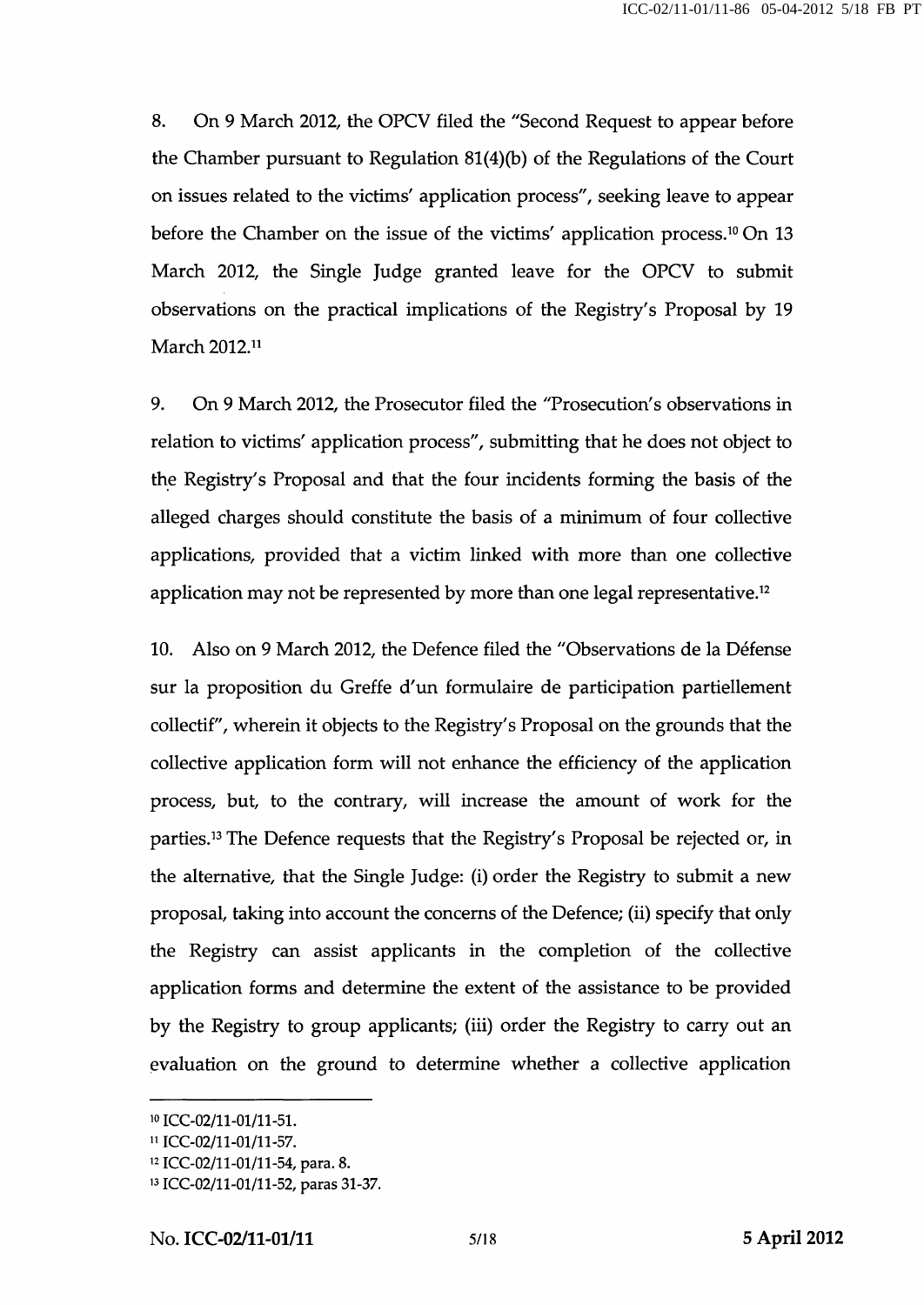8. On 9 March 2012, the OPCV filed the "Second Request to appear before the Chamber pursuant to Regulation 81(4)(b) of the Regulations of the Court on issues related to the victims' application process", seeking leave to appear before the Chamber on the issue of the victims' application process.[10] On 13 March 2012, the Single Judge granted leave for the OPCV to submit observations on the practical implications of the Registry's Proposal by 19 March 2012.[11]

9. On 9 March 2012, the Prosecutor filed the "Prosecution's observations in relation to victims' application process", submitting that he does not object to the Registry's Proposal and that the four incidents forming the basis of the alleged charges should constitute the basis of a minimum of four collective applications, provided that a victim linked with more than one collective application may not be represented by more than one legal representative.[12]

10. Also on 9 March 2012, the Defence filed the "Observations de la Défense sur la proposition du Greffe d'un formulaire de participation partiellement collectif", wherein it objects to the Registry's Proposal on the grounds that the collective application form will not enhance the efficiency of the application process, but, to the contrary, will increase the amount of work for the parties.[13] The Defence requests that the Registry's Proposal be rejected or, in the alternative, that the Single Judge: (i) order the Registry to submit a new proposal, taking into account the concerns of the Defence; (ii) specify that only the Registry can assist applicants in the completion of the collective application forms and determine the extent of the assistance to be provided by the Registry to group applicants; (iii) order the Registry to carry out an evaluation on the ground to determine whether a collective application

---

[10] ICC-02/11-01/11-51.

[11] ICC-02/11-01/11-57.

[12] ICC-02/11-01/11-54, para. 8.

[13] ICC-02/11-01/11-52, paras 31-37.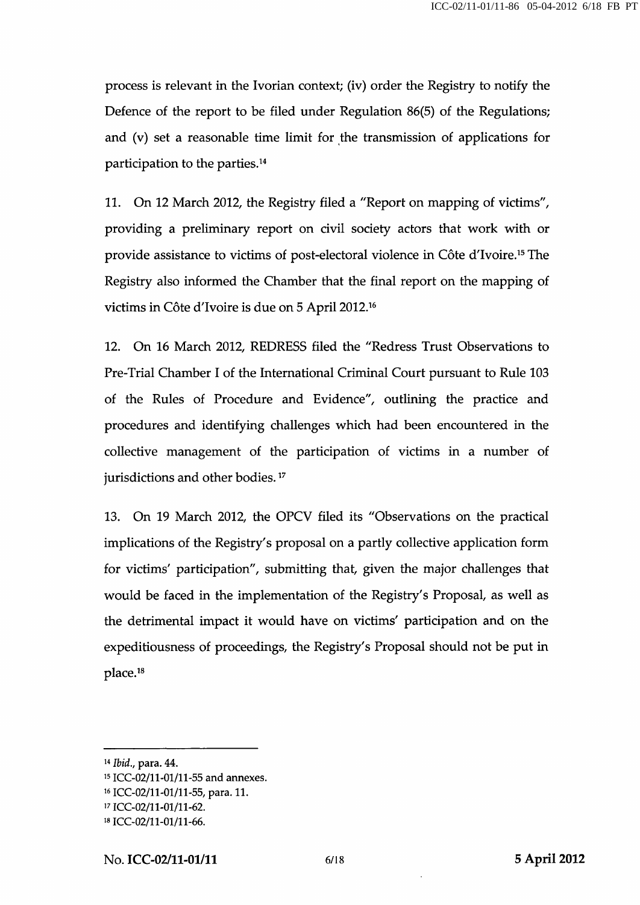process is relevant in the Ivorian context; (iv) order the Registry to notify the Defence of the report to be filed under Regulation 86(5) of the Regulations; and (v) set a reasonable time limit for the transmission of applications for participation to the parties.[14]

11. On 12 March 2012, the Registry filed a "Report on mapping of victims", providing a preliminary report on civil society actors that work with or provide assistance to victims of post-electoral violence in Côte d'Ivoire.[15] The Registry also informed the Chamber that the final report on the mapping of victims in Côte d'Ivoire is due on 5 April 2012.[16]

12. On 16 March 2012, REDRESS filed the "Redress Trust Observations to Pre-Trial Chamber I of the International Criminal Court pursuant to Rule 103 of the Rules of Procedure and Evidence", outlining the practice and procedures and identifying challenges which had been encountered in the collective management of the participation of victims in a number of jurisdictions and other bodies.[17]

13. On 19 March 2012, the OPCV filed its "Observations on the practical implications of the Registry's proposal on a partly collective application form for victims' participation", submitting that, given the major challenges that would be faced in the implementation of the Registry's Proposal, as well as the detrimental impact it would have on victims' participation and on the expeditiousness of proceedings, the Registry's Proposal should not be put in place.[18]

---

[14] *Ibid.*, para. 44.
[15] ICC-02/11-01/11-55 and annexes.
[16] ICC-02/11-01/11-55, para. 11.
[17] ICC-02/11-01/11-62.
[18] ICC-02/11-01/11-66.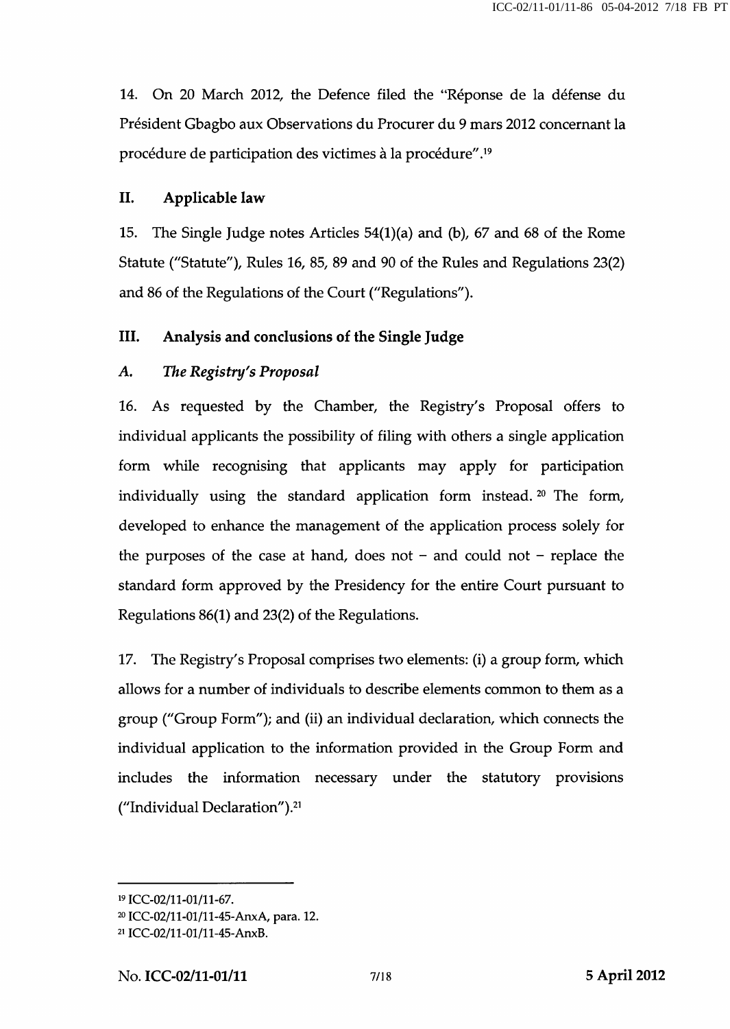14. On 20 March 2012, the Defence filed the "Réponse de la défense du Président Gbagbo aux Observations du Procurer du 9 mars 2012 concernant la procédure de participation des victimes à la procédure".[19]

## II. Applicable law

15. The Single Judge notes Articles 54(1)(a) and (b), 67 and 68 of the Rome Statute ("Statute"), Rules 16, 85, 89 and 90 of the Rules and Regulations 23(2) and 86 of the Regulations of the Court ("Regulations").

## III. Analysis and conclusions of the Single Judge

### A. *The Registry's Proposal*

16. As requested by the Chamber, the Registry's Proposal offers to individual applicants the possibility of filing with others a single application form while recognising that applicants may apply for participation individually using the standard application form instead.[20] The form, developed to enhance the management of the application process solely for the purposes of the case at hand, does not – and could not – replace the standard form approved by the Presidency for the entire Court pursuant to Regulations 86(1) and 23(2) of the Regulations.

17. The Registry's Proposal comprises two elements: (i) a group form, which allows for a number of individuals to describe elements common to them as a group ("Group Form"); and (ii) an individual declaration, which connects the individual application to the information provided in the Group Form and includes the information necessary under the statutory provisions ("Individual Declaration").[21]

---

[19] ICC-02/11-01/11-67.

[20] ICC-02/11-01/11-45-AnxA, para. 12.

[21] ICC-02/11-01/11-45-AnxB.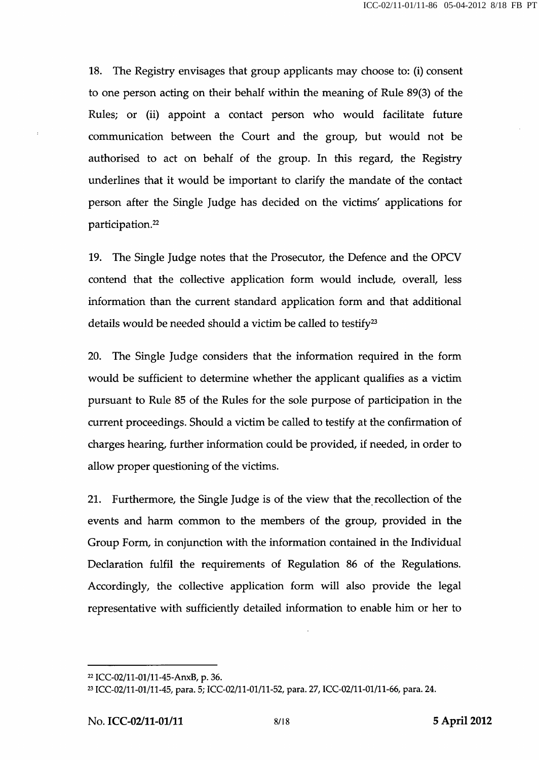18. The Registry envisages that group applicants may choose to: (i) consent to one person acting on their behalf within the meaning of Rule 89(3) of the Rules; or (ii) appoint a contact person who would facilitate future communication between the Court and the group, but would not be authorised to act on behalf of the group. In this regard, the Registry underlines that it would be important to clarify the mandate of the contact person after the Single Judge has decided on the victims' applications for participation.[22]

19. The Single Judge notes that the Prosecutor, the Defence and the OPCV contend that the collective application form would include, overall, less information than the current standard application form and that additional details would be needed should a victim be called to testify[23]

20. The Single Judge considers that the information required in the form would be sufficient to determine whether the applicant qualifies as a victim pursuant to Rule 85 of the Rules for the sole purpose of participation in the current proceedings. Should a victim be called to testify at the confirmation of charges hearing, further information could be provided, if needed, in order to allow proper questioning of the victims.

21. Furthermore, the Single Judge is of the view that the recollection of the events and harm common to the members of the group, provided in the Group Form, in conjunction with the information contained in the Individual Declaration fulfil the requirements of Regulation 86 of the Regulations. Accordingly, the collective application form will also provide the legal representative with sufficiently detailed information to enable him or her to

---

[22] ICC-02/11-01/11-45-AnxB, p. 36.

[23] ICC-02/11-01/11-45, para. 5; ICC-02/11-01/11-52, para. 27, ICC-02/11-01/11-66, para. 24.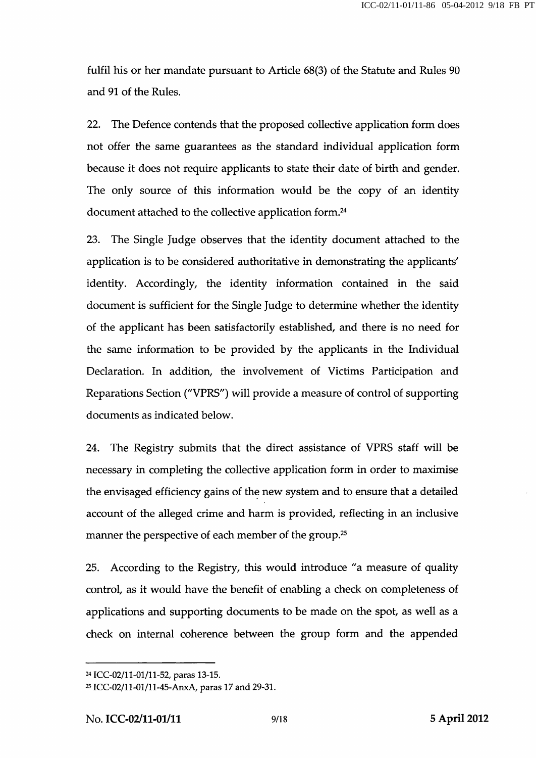fulfil his or her mandate pursuant to Article 68(3) of the Statute and Rules 90 and 91 of the Rules.

22. The Defence contends that the proposed collective application form does not offer the same guarantees as the standard individual application form because it does not require applicants to state their date of birth and gender. The only source of this information would be the copy of an identity document attached to the collective application form.[24]

23. The Single Judge observes that the identity document attached to the application is to be considered authoritative in demonstrating the applicants' identity. Accordingly, the identity information contained in the said document is sufficient for the Single Judge to determine whether the identity of the applicant has been satisfactorily established, and there is no need for the same information to be provided by the applicants in the Individual Declaration. In addition, the involvement of Victims Participation and Reparations Section ("VPRS") will provide a measure of control of supporting documents as indicated below.

24. The Registry submits that the direct assistance of VPRS staff will be necessary in completing the collective application form in order to maximise the envisaged efficiency gains of the new system and to ensure that a detailed account of the alleged crime and harm is provided, reflecting in an inclusive manner the perspective of each member of the group.[25]

25. According to the Registry, this would introduce "a measure of quality control, as it would have the benefit of enabling a check on completeness of applications and supporting documents to be made on the spot, as well as a check on internal coherence between the group form and the appended

---

[24] ICC-02/11-01/11-52, paras 13-15.

[25] ICC-02/11-01/11-45-AnxA, paras 17 and 29-31.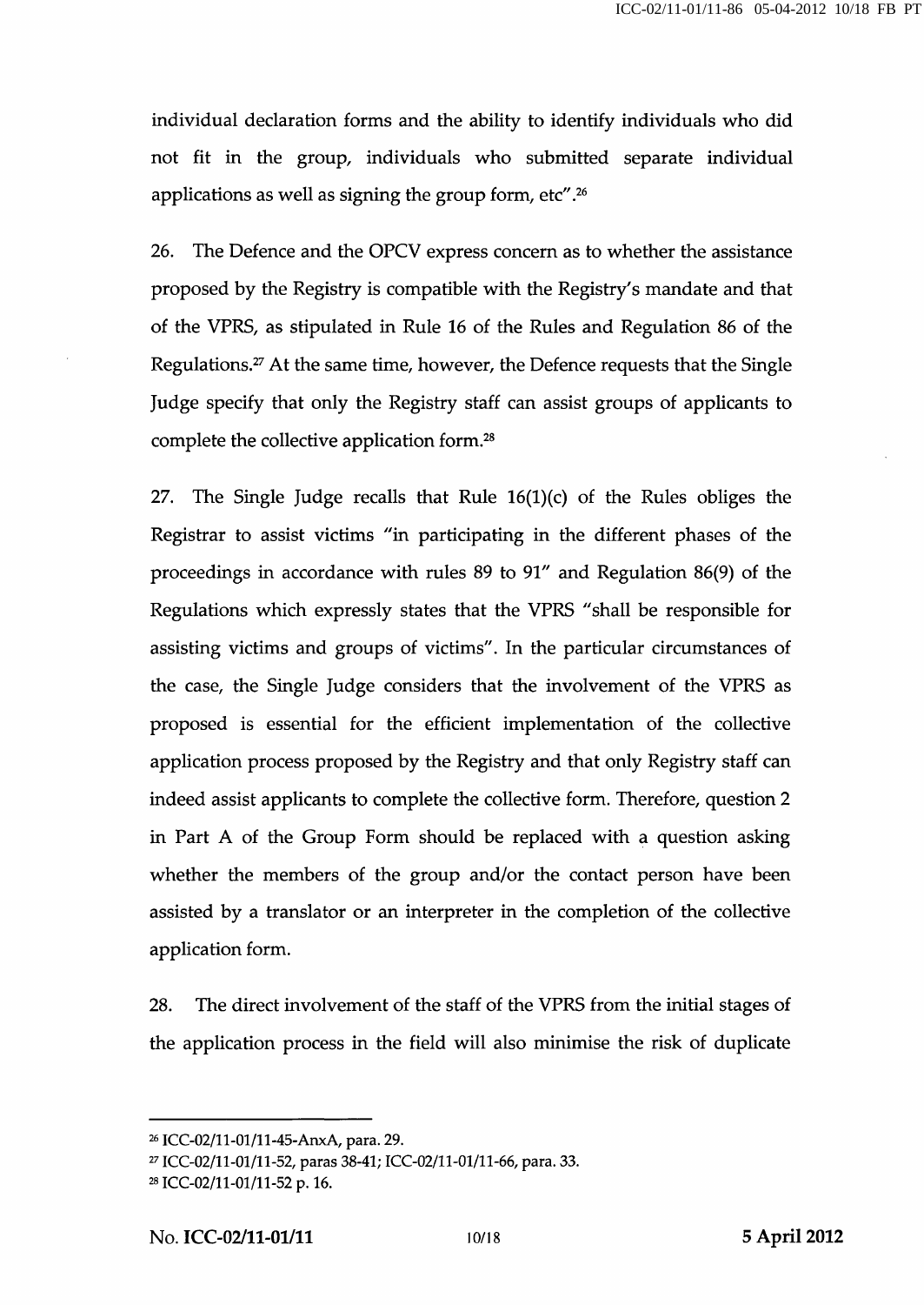individual declaration forms and the ability to identify individuals who did not fit in the group, individuals who submitted separate individual applications as well as signing the group form, etc".[26]

26. The Defence and the OPCV express concern as to whether the assistance proposed by the Registry is compatible with the Registry's mandate and that of the VPRS, as stipulated in Rule 16 of the Rules and Regulation 86 of the Regulations.[27] At the same time, however, the Defence requests that the Single Judge specify that only the Registry staff can assist groups of applicants to complete the collective application form.[28]

27. The Single Judge recalls that Rule 16(1)(c) of the Rules obliges the Registrar to assist victims "in participating in the different phases of the proceedings in accordance with rules 89 to 91" and Regulation 86(9) of the Regulations which expressly states that the VPRS "shall be responsible for assisting victims and groups of victims". In the particular circumstances of the case, the Single Judge considers that the involvement of the VPRS as proposed is essential for the efficient implementation of the collective application process proposed by the Registry and that only Registry staff can indeed assist applicants to complete the collective form. Therefore, question 2 in Part A of the Group Form should be replaced with a question asking whether the members of the group and/or the contact person have been assisted by a translator or an interpreter in the completion of the collective application form.

28. The direct involvement of the staff of the VPRS from the initial stages of the application process in the field will also minimise the risk of duplicate

---

[26] ICC-02/11-01/11-45-AnxA, para. 29.

[27] ICC-02/11-01/11-52, paras 38-41; ICC-02/11-01/11-66, para. 33.

[28] ICC-02/11-01/11-52 p. 16.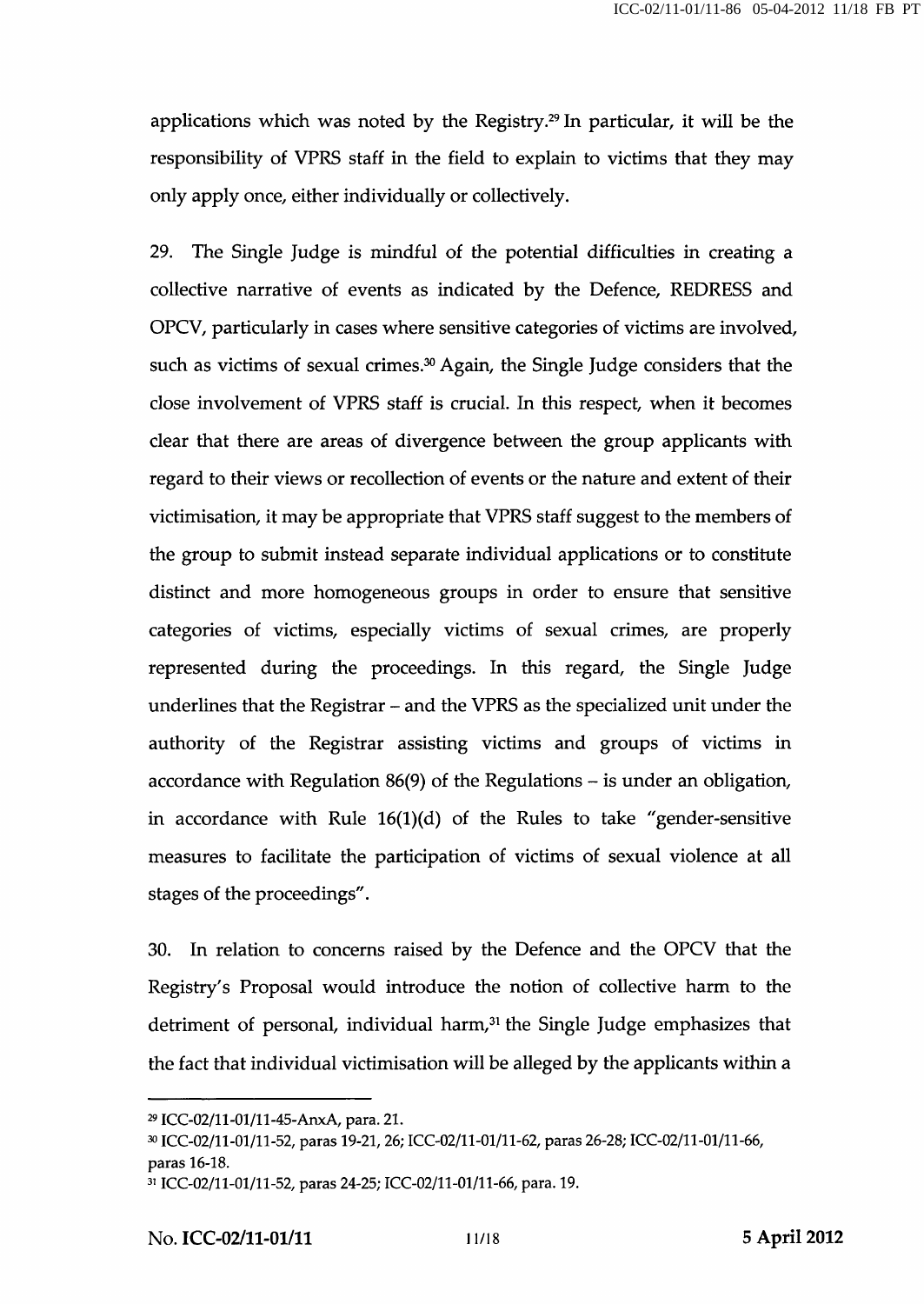applications which was noted by the Registry.[29] In particular, it will be the responsibility of VPRS staff in the field to explain to victims that they may only apply once, either individually or collectively.

29. The Single Judge is mindful of the potential difficulties in creating a collective narrative of events as indicated by the Defence, REDRESS and OPCV, particularly in cases where sensitive categories of victims are involved, such as victims of sexual crimes.[30] Again, the Single Judge considers that the close involvement of VPRS staff is crucial. In this respect, when it becomes clear that there are areas of divergence between the group applicants with regard to their views or recollection of events or the nature and extent of their victimisation, it may be appropriate that VPRS staff suggest to the members of the group to submit instead separate individual applications or to constitute distinct and more homogeneous groups in order to ensure that sensitive categories of victims, especially victims of sexual crimes, are properly represented during the proceedings. In this regard, the Single Judge underlines that the Registrar – and the VPRS as the specialized unit under the authority of the Registrar assisting victims and groups of victims in accordance with Regulation 86(9) of the Regulations – is under an obligation, in accordance with Rule 16(1)(d) of the Rules to take "gender-sensitive measures to facilitate the participation of victims of sexual violence at all stages of the proceedings".

30. In relation to concerns raised by the Defence and the OPCV that the Registry's Proposal would introduce the notion of collective harm to the detriment of personal, individual harm,[31] the Single Judge emphasizes that the fact that individual victimisation will be alleged by the applicants within a

---

[29] ICC-02/11-01/11-45-AnxA, para. 21.

[30] ICC-02/11-01/11-52, paras 19-21, 26; ICC-02/11-01/11-62, paras 26-28; ICC-02/11-01/11-66, paras 16-18.

[31] ICC-02/11-01/11-52, paras 24-25; ICC-02/11-01/11-66, para. 19.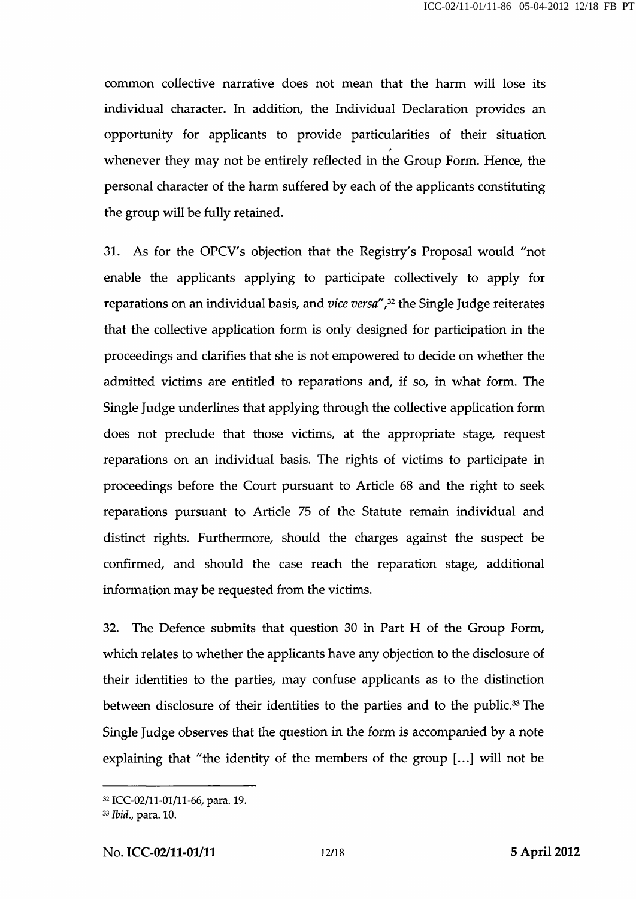common collective narrative does not mean that the harm will lose its individual character. In addition, the Individual Declaration provides an opportunity for applicants to provide particularities of their situation whenever they may not be entirely reflected in the Group Form. Hence, the personal character of the harm suffered by each of the applicants constituting the group will be fully retained.

31. As for the OPCV's objection that the Registry's Proposal would "not enable the applicants applying to participate collectively to apply for reparations on an individual basis, and *vice versa*",[32] the Single Judge reiterates that the collective application form is only designed for participation in the proceedings and clarifies that she is not empowered to decide on whether the admitted victims are entitled to reparations and, if so, in what form. The Single Judge underlines that applying through the collective application form does not preclude that those victims, at the appropriate stage, request reparations on an individual basis. The rights of victims to participate in proceedings before the Court pursuant to Article 68 and the right to seek reparations pursuant to Article 75 of the Statute remain individual and distinct rights. Furthermore, should the charges against the suspect be confirmed, and should the case reach the reparation stage, additional information may be requested from the victims.

32. The Defence submits that question 30 in Part H of the Group Form, which relates to whether the applicants have any objection to the disclosure of their identities to the parties, may confuse applicants as to the distinction between disclosure of their identities to the parties and to the public.[33] The Single Judge observes that the question in the form is accompanied by a note explaining that "the identity of the members of the group [...] will not be

---

[32] ICC-02/11-01/11-66, para. 19.

[33] *Ibid.*, para. 10.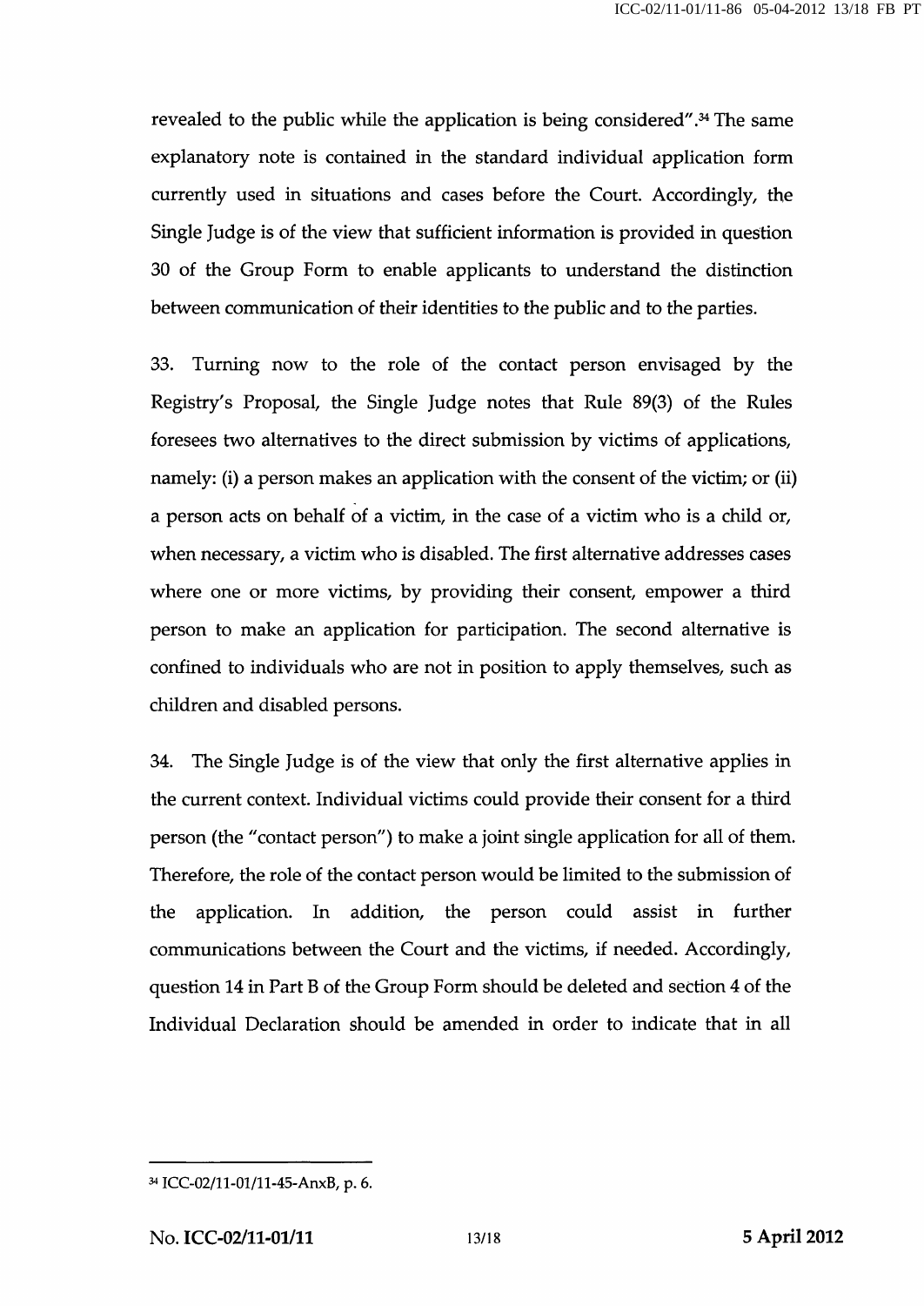revealed to the public while the application is being considered".[34] The same explanatory note is contained in the standard individual application form currently used in situations and cases before the Court. Accordingly, the Single Judge is of the view that sufficient information is provided in question 30 of the Group Form to enable applicants to understand the distinction between communication of their identities to the public and to the parties.

33. Turning now to the role of the contact person envisaged by the Registry's Proposal, the Single Judge notes that Rule 89(3) of the Rules foresees two alternatives to the direct submission by victims of applications, namely: (i) a person makes an application with the consent of the victim; or (ii) a person acts on behalf of a victim, in the case of a victim who is a child or, when necessary, a victim who is disabled. The first alternative addresses cases where one or more victims, by providing their consent, empower a third person to make an application for participation. The second alternative is confined to individuals who are not in position to apply themselves, such as children and disabled persons.

34. The Single Judge is of the view that only the first alternative applies in the current context. Individual victims could provide their consent for a third person (the "contact person") to make a joint single application for all of them. Therefore, the role of the contact person would be limited to the submission of the application. In addition, the person could assist in further communications between the Court and the victims, if needed. Accordingly, question 14 in Part B of the Group Form should be deleted and section 4 of the Individual Declaration should be amended in order to indicate that in all

---

[34] ICC-02/11-01/11-45-AnxB, p. 6.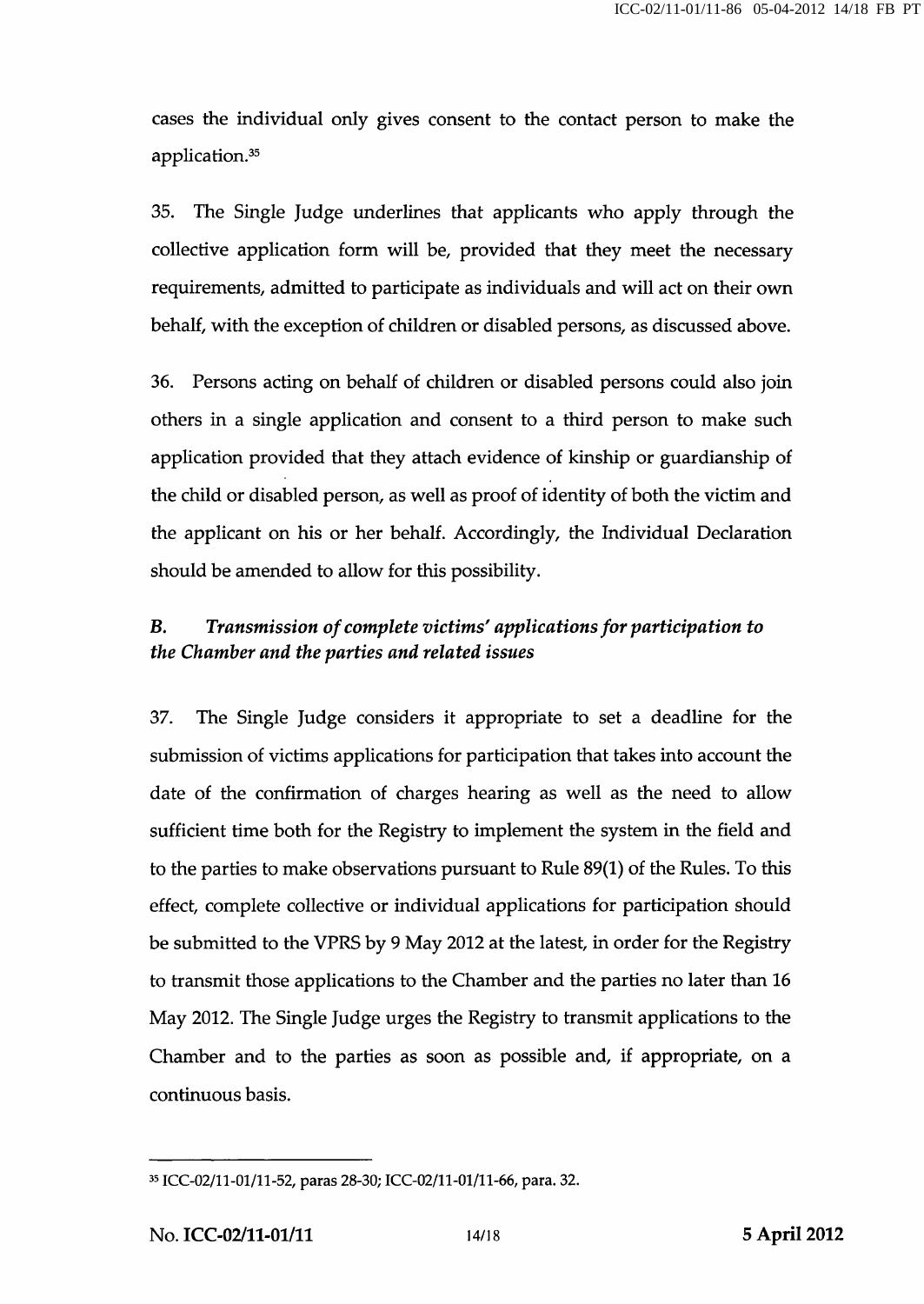cases the individual only gives consent to the contact person to make the application.[35]

35. The Single Judge underlines that applicants who apply through the collective application form will be, provided that they meet the necessary requirements, admitted to participate as individuals and will act on their own behalf, with the exception of children or disabled persons, as discussed above.

36. Persons acting on behalf of children or disabled persons could also join others in a single application and consent to a third person to make such application provided that they attach evidence of kinship or guardianship of the child or disabled person, as well as proof of identity of both the victim and the applicant on his or her behalf. Accordingly, the Individual Declaration should be amended to allow for this possibility.

### B. *Transmission of complete victims' applications for participation to the Chamber and the parties and related issues*

37. The Single Judge considers it appropriate to set a deadline for the submission of victims applications for participation that takes into account the date of the confirmation of charges hearing as well as the need to allow sufficient time both for the Registry to implement the system in the field and to the parties to make observations pursuant to Rule 89(1) of the Rules. To this effect, complete collective or individual applications for participation should be submitted to the VPRS by 9 May 2012 at the latest, in order for the Registry to transmit those applications to the Chamber and the parties no later than 16 May 2012. The Single Judge urges the Registry to transmit applications to the Chamber and to the parties as soon as possible and, if appropriate, on a continuous basis.

---

[35] ICC-02/11-01/11-52, paras 28-30; ICC-02/11-01/11-66, para. 32.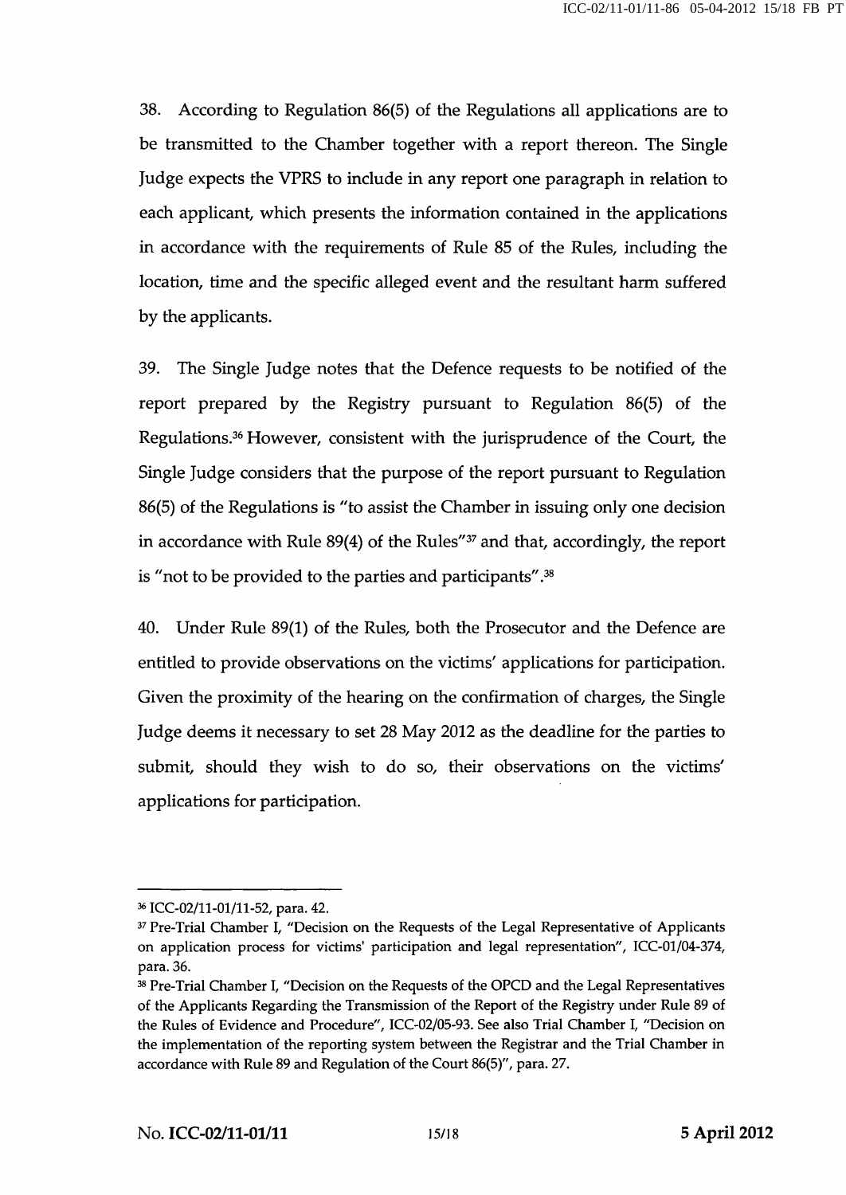38. According to Regulation 86(5) of the Regulations all applications are to be transmitted to the Chamber together with a report thereon. The Single Judge expects the VPRS to include in any report one paragraph in relation to each applicant, which presents the information contained in the applications in accordance with the requirements of Rule 85 of the Rules, including the location, time and the specific alleged event and the resultant harm suffered by the applicants.

39. The Single Judge notes that the Defence requests to be notified of the report prepared by the Registry pursuant to Regulation 86(5) of the Regulations.[36] However, consistent with the jurisprudence of the Court, the Single Judge considers that the purpose of the report pursuant to Regulation 86(5) of the Regulations is "to assist the Chamber in issuing only one decision in accordance with Rule 89(4) of the Rules"[37] and that, accordingly, the report is "not to be provided to the parties and participants".[38]

40. Under Rule 89(1) of the Rules, both the Prosecutor and the Defence are entitled to provide observations on the victims' applications for participation. Given the proximity of the hearing on the confirmation of charges, the Single Judge deems it necessary to set 28 May 2012 as the deadline for the parties to submit, should they wish to do so, their observations on the victims' applications for participation.

---

[36] ICC-02/11-01/11-52, para. 42.

[37] Pre-Trial Chamber I, "Decision on the Requests of the Legal Representative of Applicants on application process for victims' participation and legal representation", ICC-01/04-374, para. 36.

[38] Pre-Trial Chamber I, "Decision on the Requests of the OPCD and the Legal Representatives of the Applicants Regarding the Transmission of the Report of the Registry under Rule 89 of the Rules of Evidence and Procedure", ICC-02/05-93. See also Trial Chamber I, "Decision on the implementation of the reporting system between the Registrar and the Trial Chamber in accordance with Rule 89 and Regulation of the Court 86(5)", para. 27.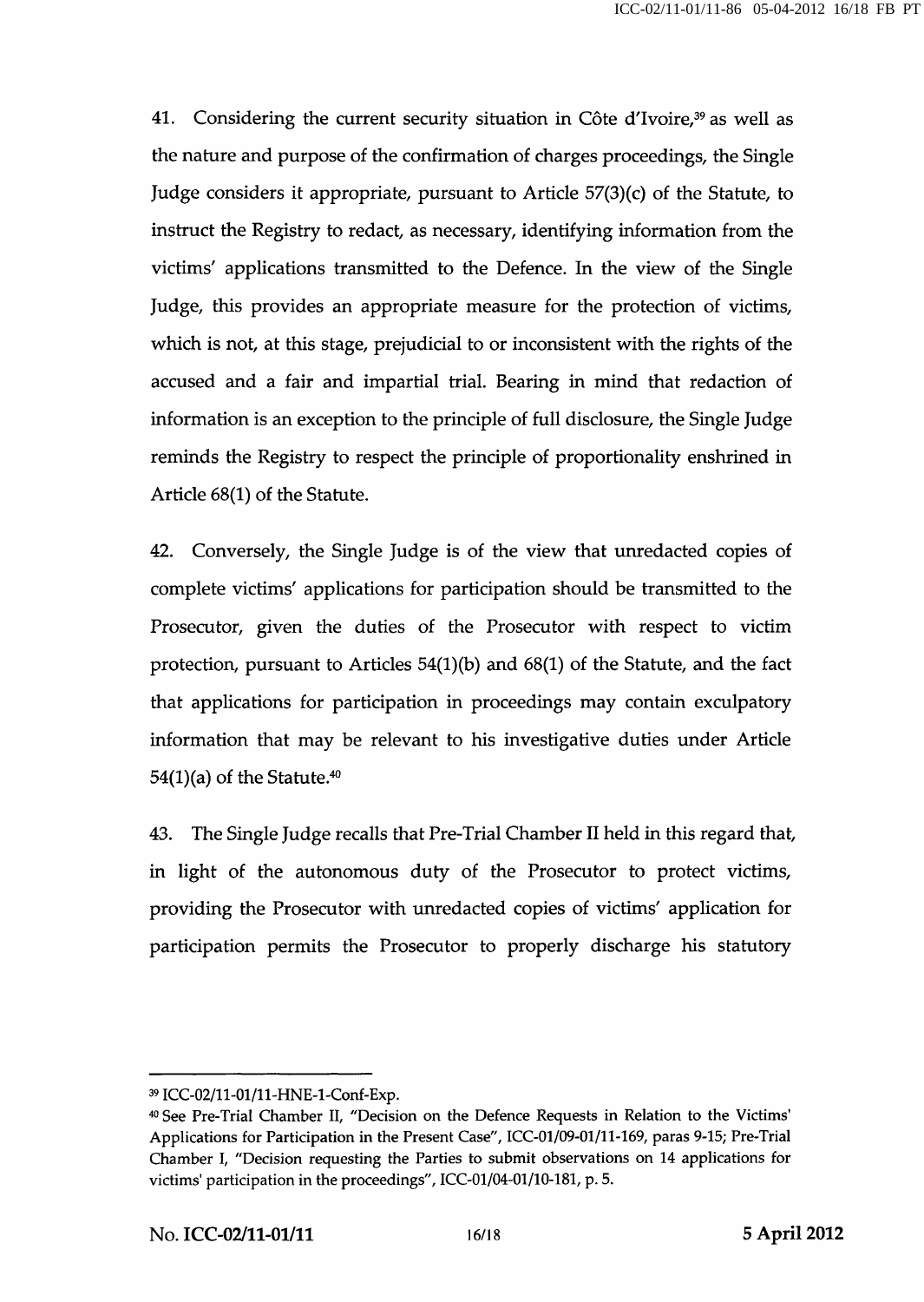41. Considering the current security situation in Côte d'Ivoire,[39] as well as the nature and purpose of the confirmation of charges proceedings, the Single Judge considers it appropriate, pursuant to Article 57(3)(c) of the Statute, to instruct the Registry to redact, as necessary, identifying information from the victims' applications transmitted to the Defence. In the view of the Single Judge, this provides an appropriate measure for the protection of victims, which is not, at this stage, prejudicial to or inconsistent with the rights of the accused and a fair and impartial trial. Bearing in mind that redaction of information is an exception to the principle of full disclosure, the Single Judge reminds the Registry to respect the principle of proportionality enshrined in Article 68(1) of the Statute.

42. Conversely, the Single Judge is of the view that unredacted copies of complete victims' applications for participation should be transmitted to the Prosecutor, given the duties of the Prosecutor with respect to victim protection, pursuant to Articles 54(1)(b) and 68(1) of the Statute, and the fact that applications for participation in proceedings may contain exculpatory information that may be relevant to his investigative duties under Article 54(1)(a) of the Statute.[40]

43. The Single Judge recalls that Pre-Trial Chamber II held in this regard that, in light of the autonomous duty of the Prosecutor to protect victims, providing the Prosecutor with unredacted copies of victims' application for participation permits the Prosecutor to properly discharge his statutory

---

[39] ICC-02/11-01/11-HNE-1-Conf-Exp.

[40] See Pre-Trial Chamber II, "Decision on the Defence Requests in Relation to the Victims' Applications for Participation in the Present Case", ICC-01/09-01/11-169, paras 9-15; Pre-Trial Chamber I, "Decision requesting the Parties to submit observations on 14 applications for victims' participation in the proceedings", ICC-01/04-01/10-181, p. 5.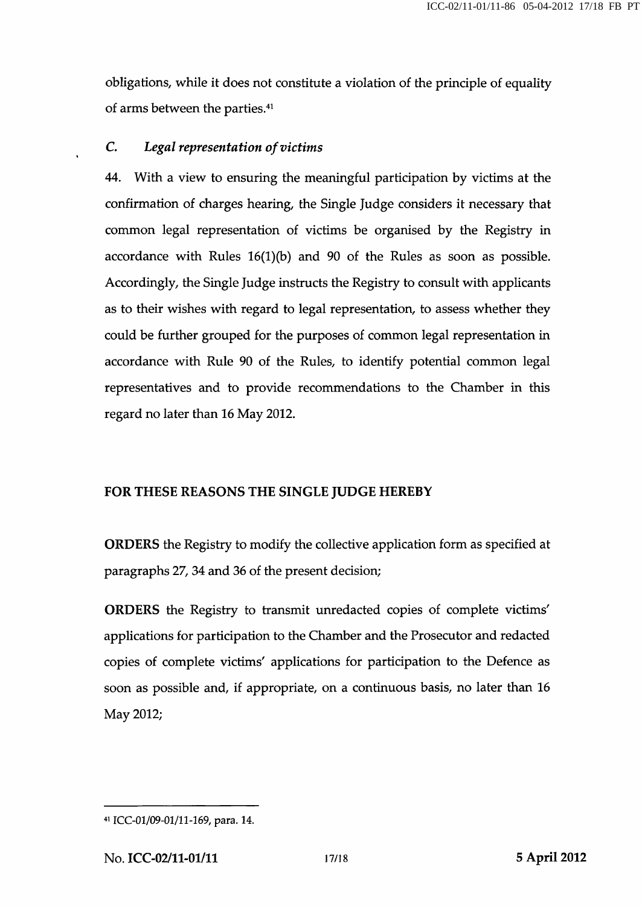obligations, while it does not constitute a violation of the principle of equality of arms between the parties.[41]

### C. *Legal representation of victims*

44. With a view to ensuring the meaningful participation by victims at the confirmation of charges hearing, the Single Judge considers it necessary that common legal representation of victims be organised by the Registry in accordance with Rules 16(1)(b) and 90 of the Rules as soon as possible. Accordingly, the Single Judge instructs the Registry to consult with applicants as to their wishes with regard to legal representation, to assess whether they could be further grouped for the purposes of common legal representation in accordance with Rule 90 of the Rules, to identify potential common legal representatives and to provide recommendations to the Chamber in this regard no later than 16 May 2012.

**FOR THESE REASONS THE SINGLE JUDGE HEREBY**

**ORDERS** the Registry to modify the collective application form as specified at paragraphs 27, 34 and 36 of the present decision;

**ORDERS** the Registry to transmit unredacted copies of complete victims' applications for participation to the Chamber and the Prosecutor and redacted copies of complete victims' applications for participation to the Defence as soon as possible and, if appropriate, on a continuous basis, no later than 16 May 2012;

---

[41] ICC-01/09-01/11-169, para. 14.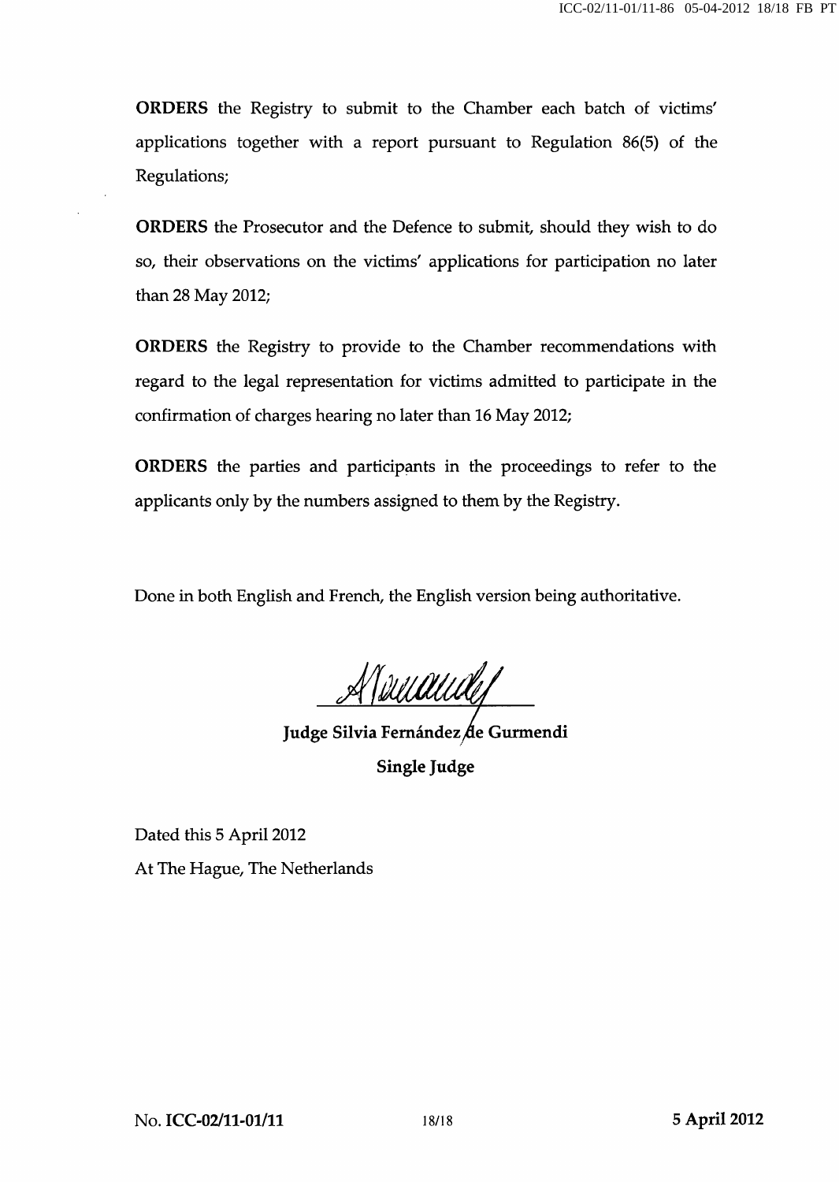**ORDERS** the Registry to submit to the Chamber each batch of victims' applications together with a report pursuant to Regulation 86(5) of the Regulations;

**ORDERS** the Prosecutor and the Defence to submit, should they wish to do so, their observations on the victims' applications for participation no later than 28 May 2012;

**ORDERS** the Registry to provide to the Chamber recommendations with regard to the legal representation for victims admitted to participate in the confirmation of charges hearing no later than 16 May 2012;

**ORDERS** the parties and participants in the proceedings to refer to the applicants only by the numbers assigned to them by the Registry.

Done in both English and French, the English version being authoritative.

**Judge Silvia Fernández de Gurmendi**

**Single Judge**

Dated this 5 April 2012

At The Hague, The Netherlands